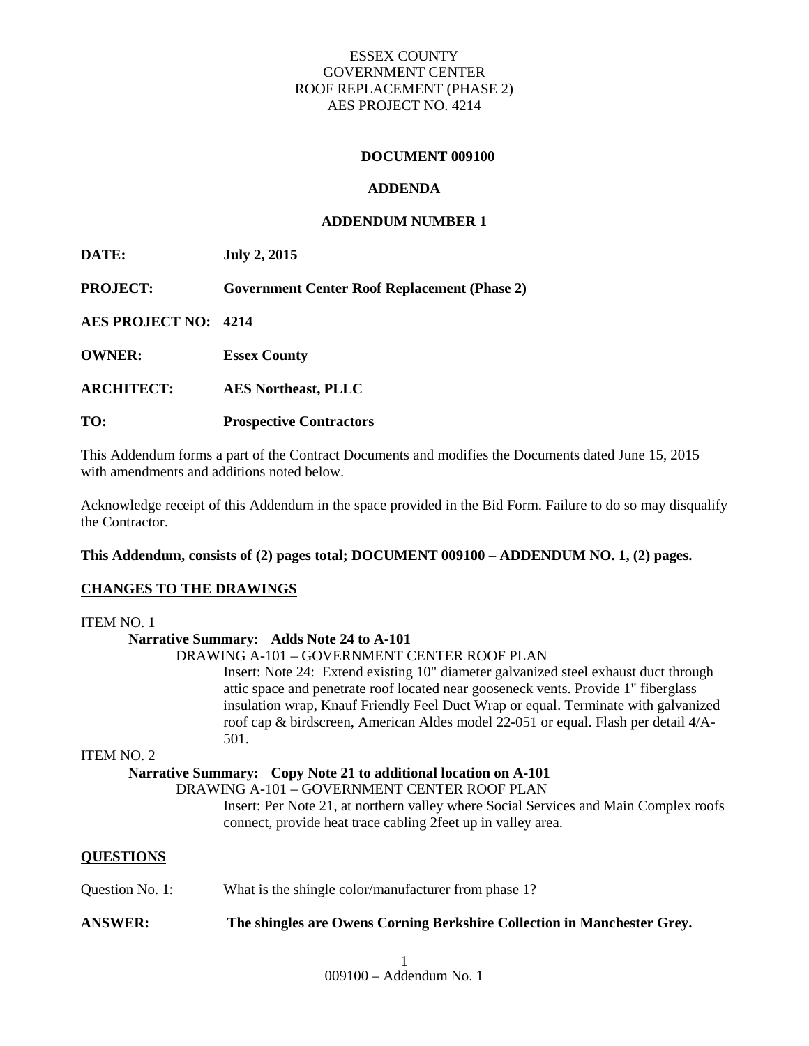ESSEX COUNTY
GOVERNMENT CENTER
ROOF REPLACEMENT (PHASE 2)
AES PROJECT NO. 4214

# DOCUMENT 009100

## ADDENDA

## ADDENDUM NUMBER 1

**DATE:** **July 2, 2015**

**PROJECT:** **Government Center Roof Replacement (Phase 2)**

**AES PROJECT NO:** **4214**

**OWNER:** **Essex County**

**ARCHITECT:** **AES Northeast, PLLC**

**TO:** **Prospective Contractors**

This Addendum forms a part of the Contract Documents and modifies the Documents dated June 15, 2015 with amendments and additions noted below.

Acknowledge receipt of this Addendum in the space provided in the Bid Form. Failure to do so may disqualify the Contractor.

**This Addendum, consists of (2) pages total; DOCUMENT 009100 – ADDENDUM NO. 1, (2) pages.**

**CHANGES TO THE DRAWINGS**

ITEM NO. 1

**Narrative Summary: Adds Note 24 to A-101**

DRAWING A-101 – GOVERNMENT CENTER ROOF PLAN

Insert: Note 24: Extend existing 10" diameter galvanized steel exhaust duct through attic space and penetrate roof located near gooseneck vents. Provide 1" fiberglass insulation wrap, Knauf Friendly Feel Duct Wrap or equal. Terminate with galvanized roof cap & birdscreen, American Aldes model 22-051 or equal. Flash per detail 4/A-501.

ITEM NO. 2

**Narrative Summary: Copy Note 21 to additional location on A-101**

DRAWING A-101 – GOVERNMENT CENTER ROOF PLAN

Insert: Per Note 21, at northern valley where Social Services and Main Complex roofs connect, provide heat trace cabling 2feet up in valley area.

**QUESTIONS**

Question No. 1: What is the shingle color/manufacturer from phase 1?

**ANSWER:** **The shingles are Owens Corning Berkshire Collection in Manchester Grey.**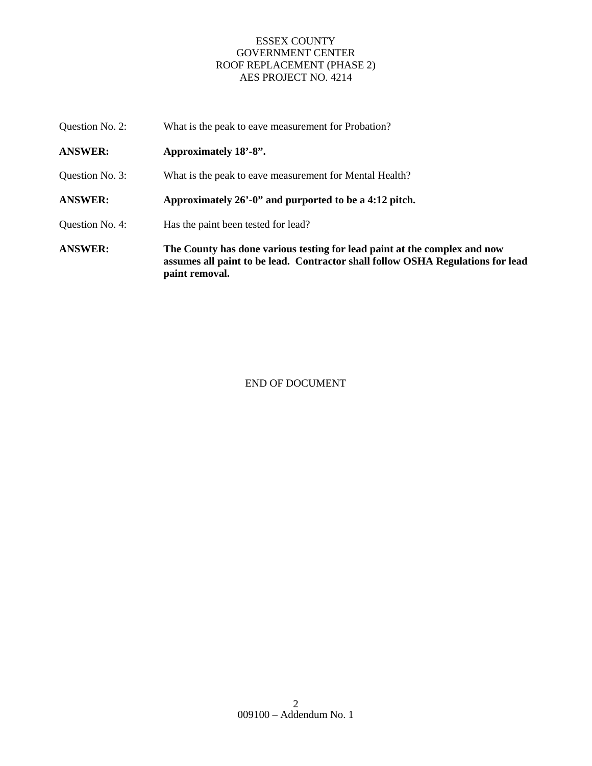Question No. 2: What is the peak to eave measurement for Probation?

**ANSWER: Approximately 18’-8”.**

Question No. 3: What is the peak to eave measurement for Mental Health?

**ANSWER: Approximately 26’-0” and purported to be a 4:12 pitch.**

Question No. 4: Has the paint been tested for lead?

**ANSWER: The County has done various testing for lead paint at the complex and now assumes all paint to be lead. Contractor shall follow OSHA Regulations for lead paint removal.**

END OF DOCUMENT